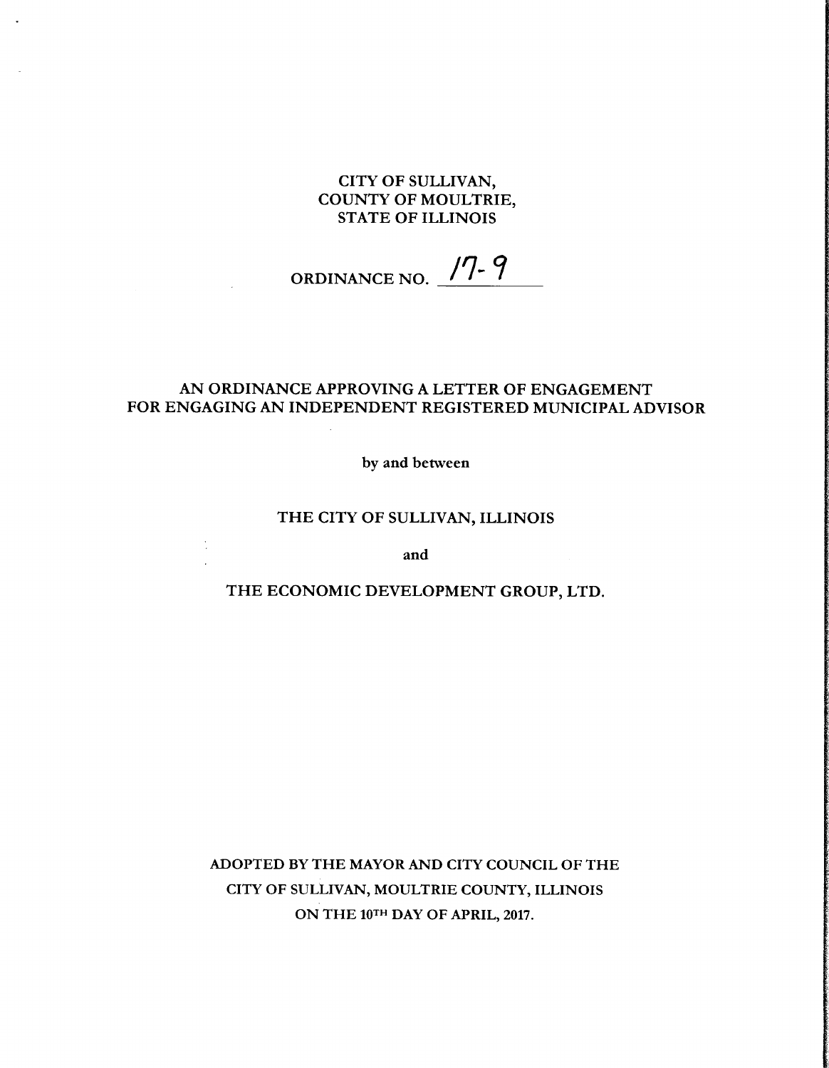CITY OF SULLIVAN,
COUNTY OF MOULTRIE,
STATE OF ILLINOIS

ORDINANCE NO. 17-9

# AN ORDINANCE APPROVING A LETTER OF ENGAGEMENT FOR ENGAGING AN INDEPENDENT REGISTERED MUNICIPAL ADVISOR

by and between

THE CITY OF SULLIVAN, ILLINOIS

and

THE ECONOMIC DEVELOPMENT GROUP, LTD.

ADOPTED BY THE MAYOR AND CITY COUNCIL OF THE
CITY OF SULLIVAN, MOULTRIE COUNTY, ILLINOIS
ON THE 10TH DAY OF APRIL, 2017.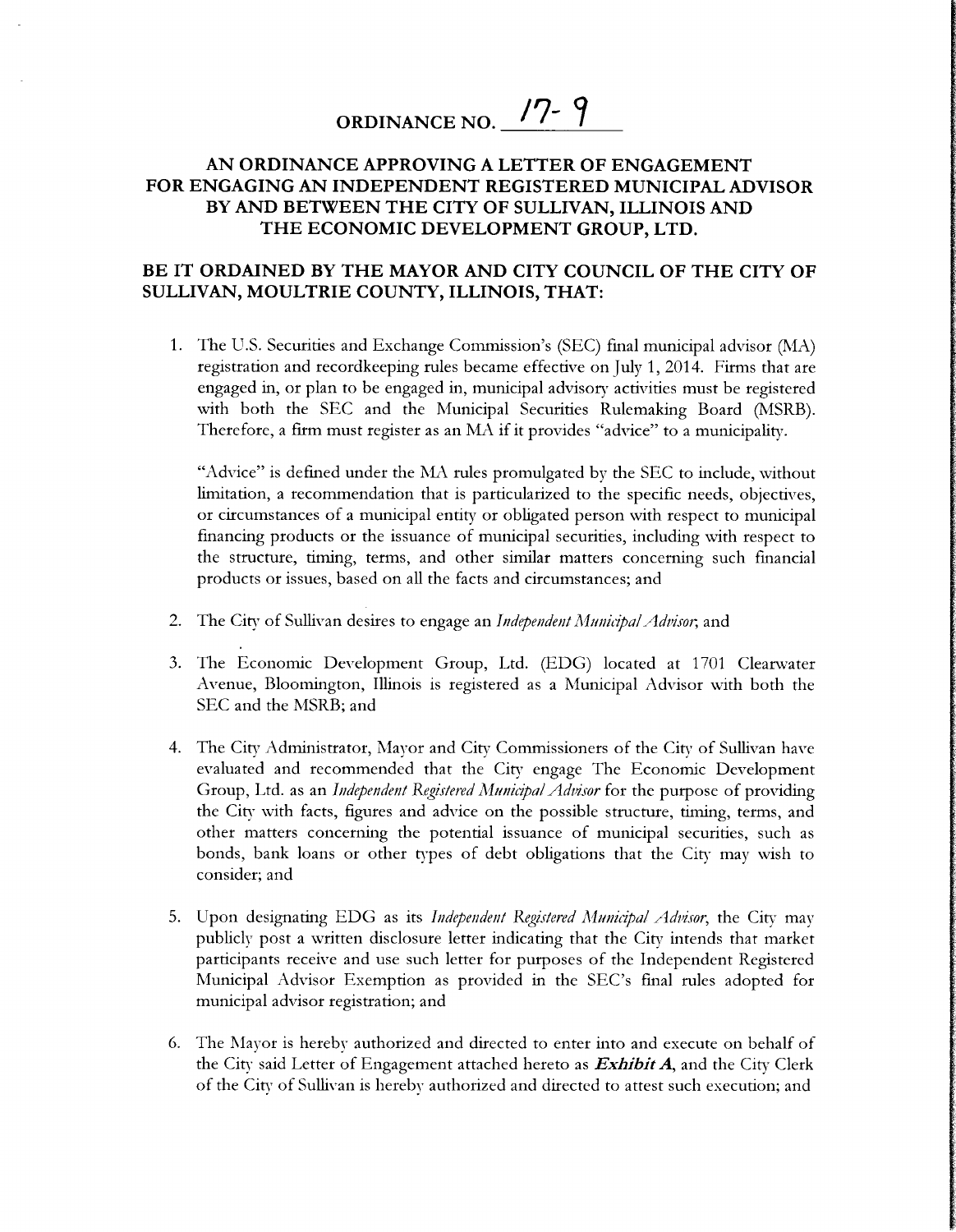# ORDINANCE NO. 17-9

## AN ORDINANCE APPROVING A LETTER OF ENGAGEMENT FOR ENGAGING AN INDEPENDENT REGISTERED MUNICIPAL ADVISOR BY AND BETWEEN THE CITY OF SULLIVAN, ILLINOIS AND THE ECONOMIC DEVELOPMENT GROUP, LTD.

## BE IT ORDAINED BY THE MAYOR AND CITY COUNCIL OF THE CITY OF SULLIVAN, MOULTRIE COUNTY, ILLINOIS, THAT:

1. The U.S. Securities and Exchange Commission's (SEC) final municipal advisor (MA) registration and recordkeeping rules became effective on July 1, 2014. Firms that are engaged in, or plan to be engaged in, municipal advisory activities must be registered with both the SEC and the Municipal Securities Rulemaking Board (MSRB). Therefore, a firm must register as an MA if it provides "advice" to a municipality.

   "Advice" is defined under the MA rules promulgated by the SEC to include, without limitation, a recommendation that is particularized to the specific needs, objectives, or circumstances of a municipal entity or obligated person with respect to municipal financing products or the issuance of municipal securities, including with respect to the structure, timing, terms, and other similar matters concerning such financial products or issues, based on all the facts and circumstances; and

2. The City of Sullivan desires to engage an *Independent Municipal Advisor*; and

3. The Economic Development Group, Ltd. (EDG) located at 1701 Clearwater Avenue, Bloomington, Illinois is registered as a Municipal Advisor with both the SEC and the MSRB; and

4. The City Administrator, Mayor and City Commissioners of the City of Sullivan have evaluated and recommended that the City engage The Economic Development Group, Ltd. as an *Independent Registered Municipal Advisor* for the purpose of providing the City with facts, figures and advice on the possible structure, timing, terms, and other matters concerning the potential issuance of municipal securities, such as bonds, bank loans or other types of debt obligations that the City may wish to consider; and

5. Upon designating EDG as its *Independent Registered Municipal Advisor*, the City may publicly post a written disclosure letter indicating that the City intends that market participants receive and use such letter for purposes of the Independent Registered Municipal Advisor Exemption as provided in the SEC's final rules adopted for municipal advisor registration; and

6. The Mayor is hereby authorized and directed to enter into and execute on behalf of the City said Letter of Engagement attached hereto as ***Exhibit A***, and the City Clerk of the City of Sullivan is hereby authorized and directed to attest such execution; and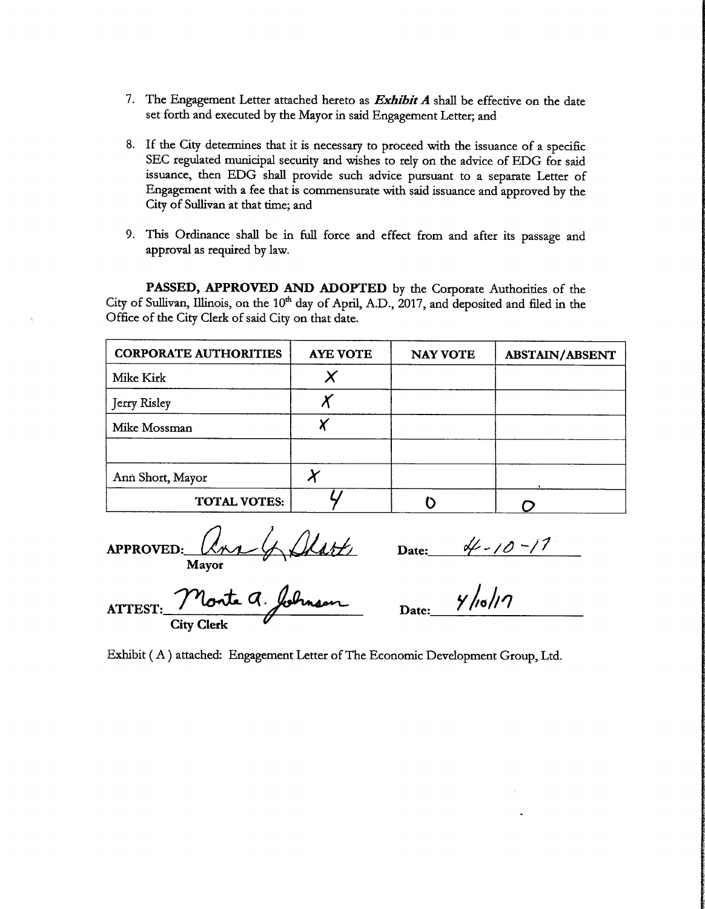7. The Engagement Letter attached hereto as ***Exhibit A*** shall be effective on the date set forth and executed by the Mayor in said Engagement Letter; and

8. If the City determines that it is necessary to proceed with the issuance of a specific SEC regulated municipal security and wishes to rely on the advice of EDG for said issuance, then EDG shall provide such advice pursuant to a separate Letter of Engagement with a fee that is commensurate with said issuance and approved by the City of Sullivan at that time; and

9. This Ordinance shall be in full force and effect from and after its passage and approval as required by law.

**PASSED, APPROVED AND ADOPTED** by the Corporate Authorities of the City of Sullivan, Illinois, on the 10th day of April, A.D., 2017, and deposited and filed in the Office of the City Clerk of said City on that date.

| CORPORATE AUTHORITIES | AYE VOTE | NAY VOTE | ABSTAIN/ABSENT |
|---|---|---|---|
| Mike Kirk | X | | |
| Jerry Risley | X | | |
| Mike Mossman | X | | |
| | | | |
| Ann Short, Mayor | X | | |
| TOTAL VOTES: | 4 | 0 | 0 |

APPROVED: Ann G. Short
Mayor

Date: 4-10-17

ATTEST: Monte A. Johnson
City Clerk

Date: 4/10/17

Exhibit ( A ) attached: Engagement Letter of The Economic Development Group, Ltd.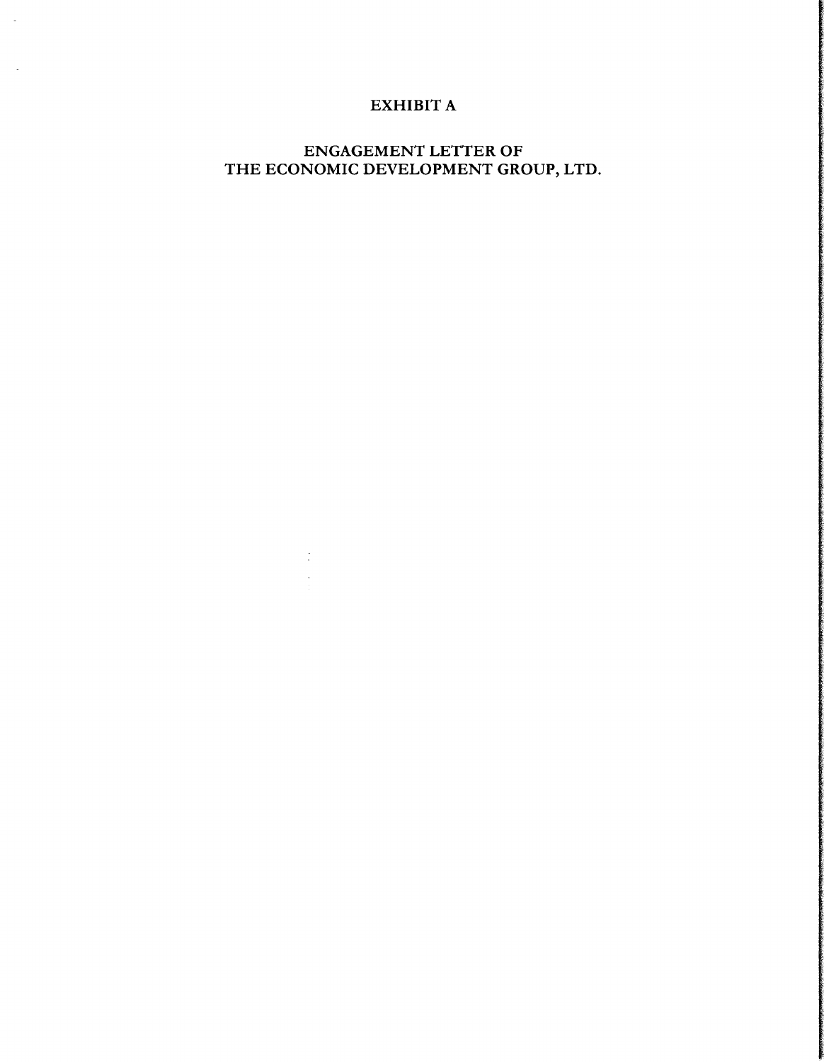# EXHIBIT A

## ENGAGEMENT LETTER OF THE ECONOMIC DEVELOPMENT GROUP, LTD.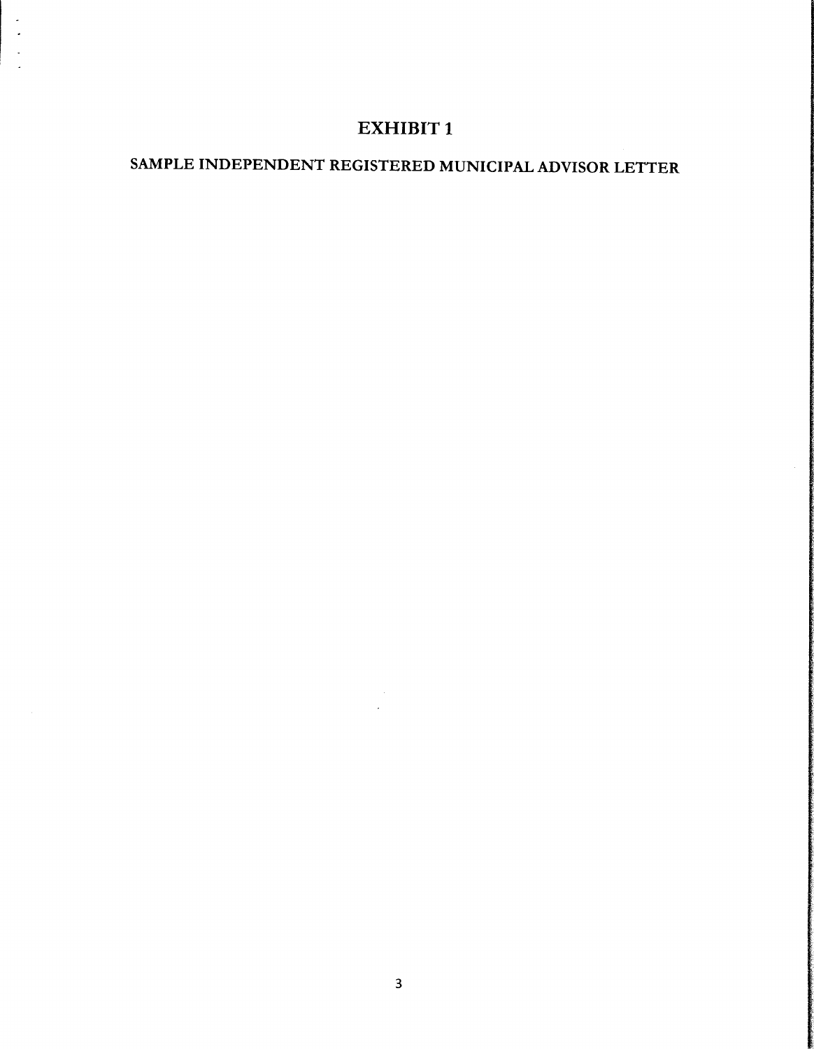# EXHIBIT 1

## SAMPLE INDEPENDENT REGISTERED MUNICIPAL ADVISOR LETTER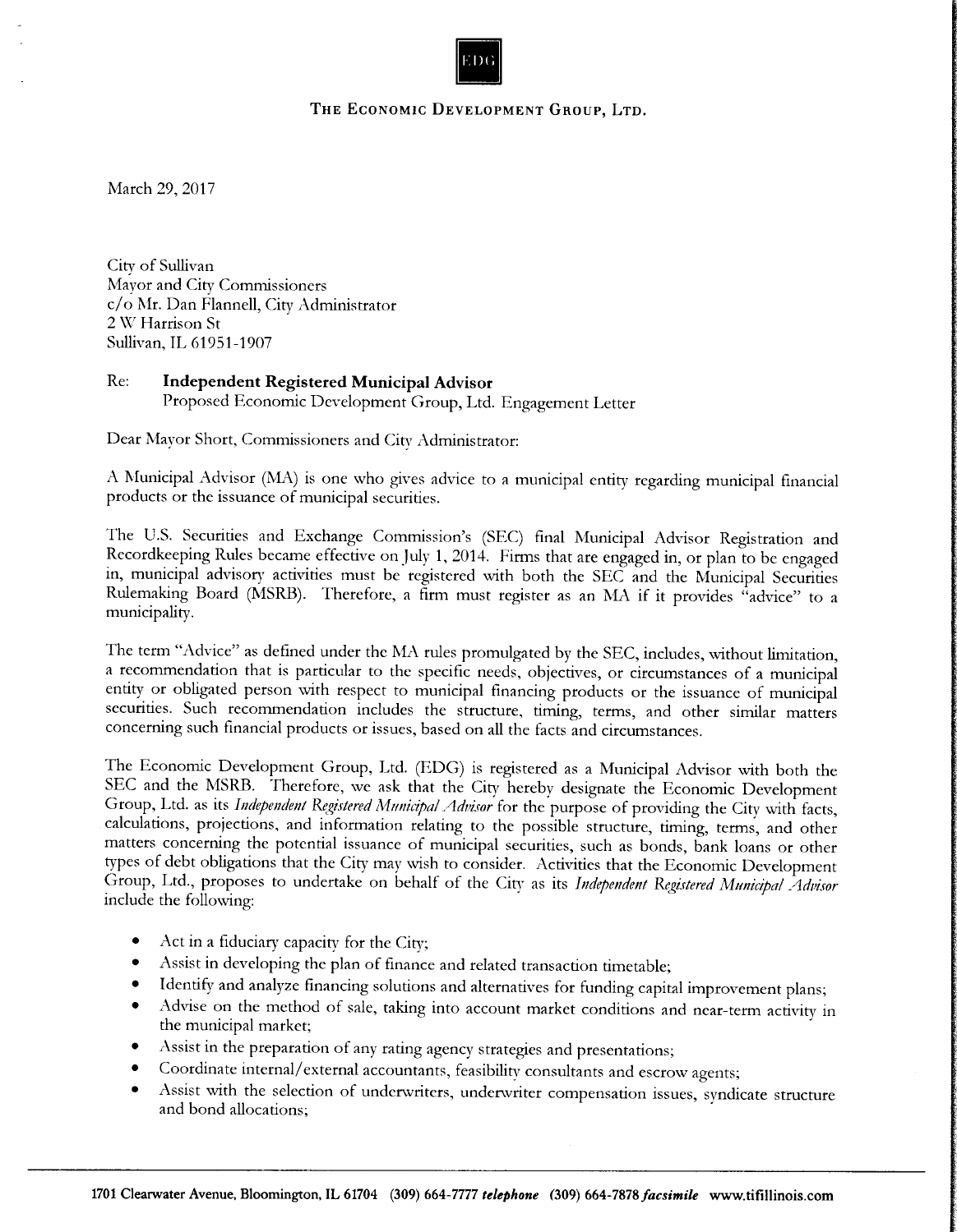EDG

**The Economic Development Group, Ltd.**

March 29, 2017

City of Sullivan  
Mayor and City Commissioners  
c/o Mr. Dan Flannell, City Administrator  
2 W Harrison St  
Sullivan, IL 61951-1907

Re: **Independent Registered Municipal Advisor**  
Proposed Economic Development Group, Ltd. Engagement Letter

Dear Mayor Short, Commissioners and City Administrator:

A Municipal Advisor (MA) is one who gives advice to a municipal entity regarding municipal financial products or the issuance of municipal securities.

The U.S. Securities and Exchange Commission's (SEC) final Municipal Advisor Registration and Recordkeeping Rules became effective on July 1, 2014. Firms that are engaged in, or plan to be engaged in, municipal advisory activities must be registered with both the SEC and the Municipal Securities Rulemaking Board (MSRB). Therefore, a firm must register as an MA if it provides "advice" to a municipality.

The term "Advice" as defined under the MA rules promulgated by the SEC, includes, without limitation, a recommendation that is particular to the specific needs, objectives, or circumstances of a municipal entity or obligated person with respect to municipal financing products or the issuance of municipal securities. Such recommendation includes the structure, timing, terms, and other similar matters concerning such financial products or issues, based on all the facts and circumstances.

The Economic Development Group, Ltd. (EDG) is registered as a Municipal Advisor with both the SEC and the MSRB. Therefore, we ask that the City hereby designate the Economic Development Group, Ltd. as its *Independent Registered Municipal Advisor* for the purpose of providing the City with facts, calculations, projections, and information relating to the possible structure, timing, terms, and other matters concerning the potential issuance of municipal securities, such as bonds, bank loans or other types of debt obligations that the City may wish to consider. Activities that the Economic Development Group, Ltd., proposes to undertake on behalf of the City as its *Independent Registered Municipal Advisor* include the following:

- Act in a fiduciary capacity for the City;
- Assist in developing the plan of finance and related transaction timetable;
- Identify and analyze financing solutions and alternatives for funding capital improvement plans;
- Advise on the method of sale, taking into account market conditions and near-term activity in the municipal market;
- Assist in the preparation of any rating agency strategies and presentations;
- Coordinate internal/external accountants, feasibility consultants and escrow agents;
- Assist with the selection of underwriters, underwriter compensation issues, syndicate structure and bond allocations;

1701 Clearwater Avenue, Bloomington, IL 61704 (309) 664-7777 *telephone* (309) 664-7878 *facsimile* www.tifillinois.com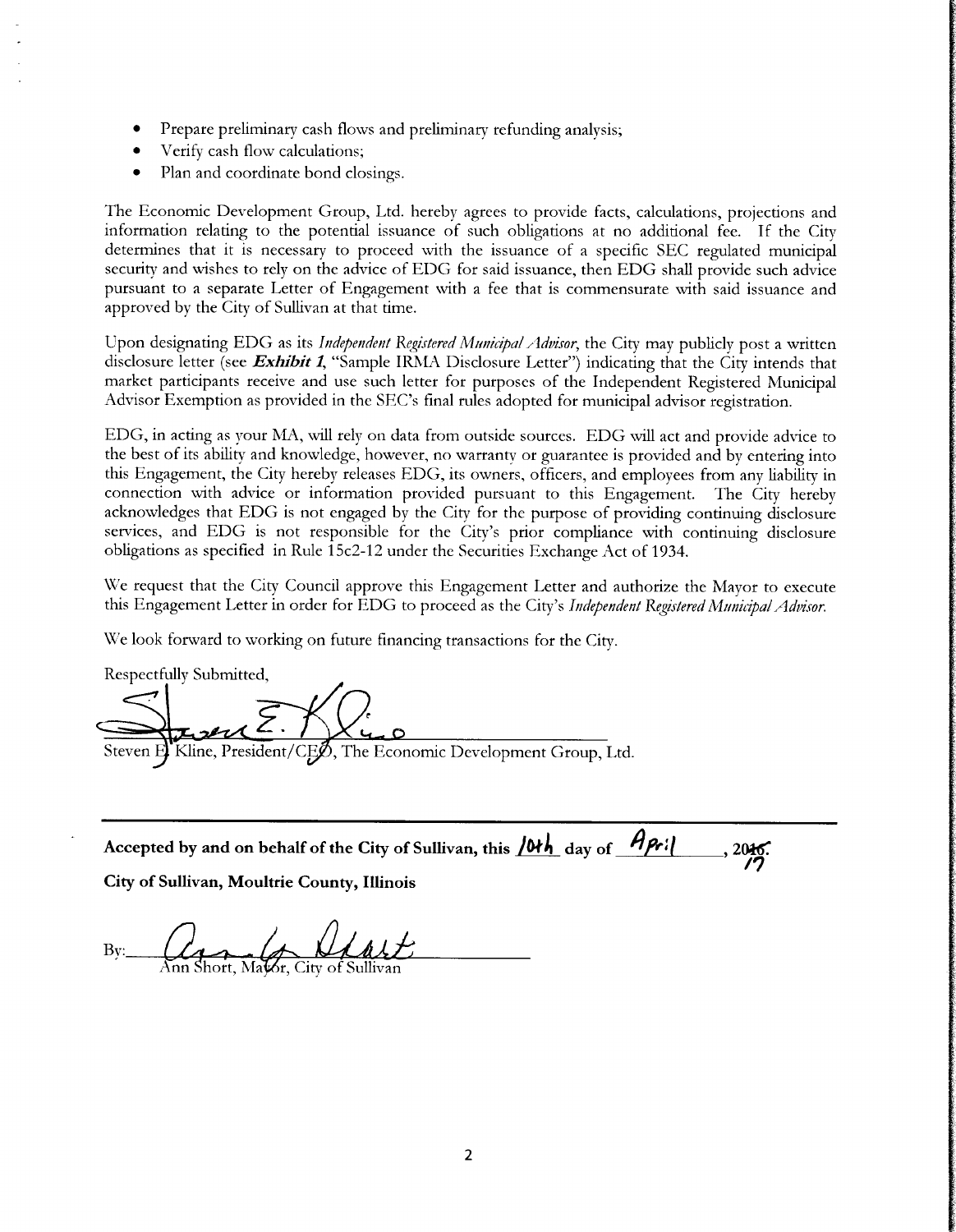- Prepare preliminary cash flows and preliminary refunding analysis;
- Verify cash flow calculations;
- Plan and coordinate bond closings.

The Economic Development Group, Ltd. hereby agrees to provide facts, calculations, projections and information relating to the potential issuance of such obligations at no additional fee. If the City determines that it is necessary to proceed with the issuance of a specific SEC regulated municipal security and wishes to rely on the advice of EDG for said issuance, then EDG shall provide such advice pursuant to a separate Letter of Engagement with a fee that is commensurate with said issuance and approved by the City of Sullivan at that time.

Upon designating EDG as its *Independent Registered Municipal Advisor*, the City may publicly post a written disclosure letter (see ***Exhibit 1***, "Sample IRMA Disclosure Letter") indicating that the City intends that market participants receive and use such letter for purposes of the Independent Registered Municipal Advisor Exemption as provided in the SEC's final rules adopted for municipal advisor registration.

EDG, in acting as your MA, will rely on data from outside sources. EDG will act and provide advice to the best of its ability and knowledge, however, no warranty or guarantee is provided and by entering into this Engagement, the City hereby releases EDG, its owners, officers, and employees from any liability in connection with advice or information provided pursuant to this Engagement. The City hereby acknowledges that EDG is not engaged by the City for the purpose of providing continuing disclosure services, and EDG is not responsible for the City's prior compliance with continuing disclosure obligations as specified in Rule 15c2-12 under the Securities Exchange Act of 1934.

We request that the City Council approve this Engagement Letter and authorize the Mayor to execute this Engagement Letter in order for EDG to proceed as the City's *Independent Registered Municipal Advisor.*

We look forward to working on future financing transactions for the City.

Respectfully Submitted,

Steven E. Kline, President/CEO, The Economic Development Group, Ltd.

---

**Accepted by and on behalf of the City of Sullivan, this 10th day of April, 2017.**

**City of Sullivan, Moultrie County, Illinois**

By: Ann Short, Mayor, City of Sullivan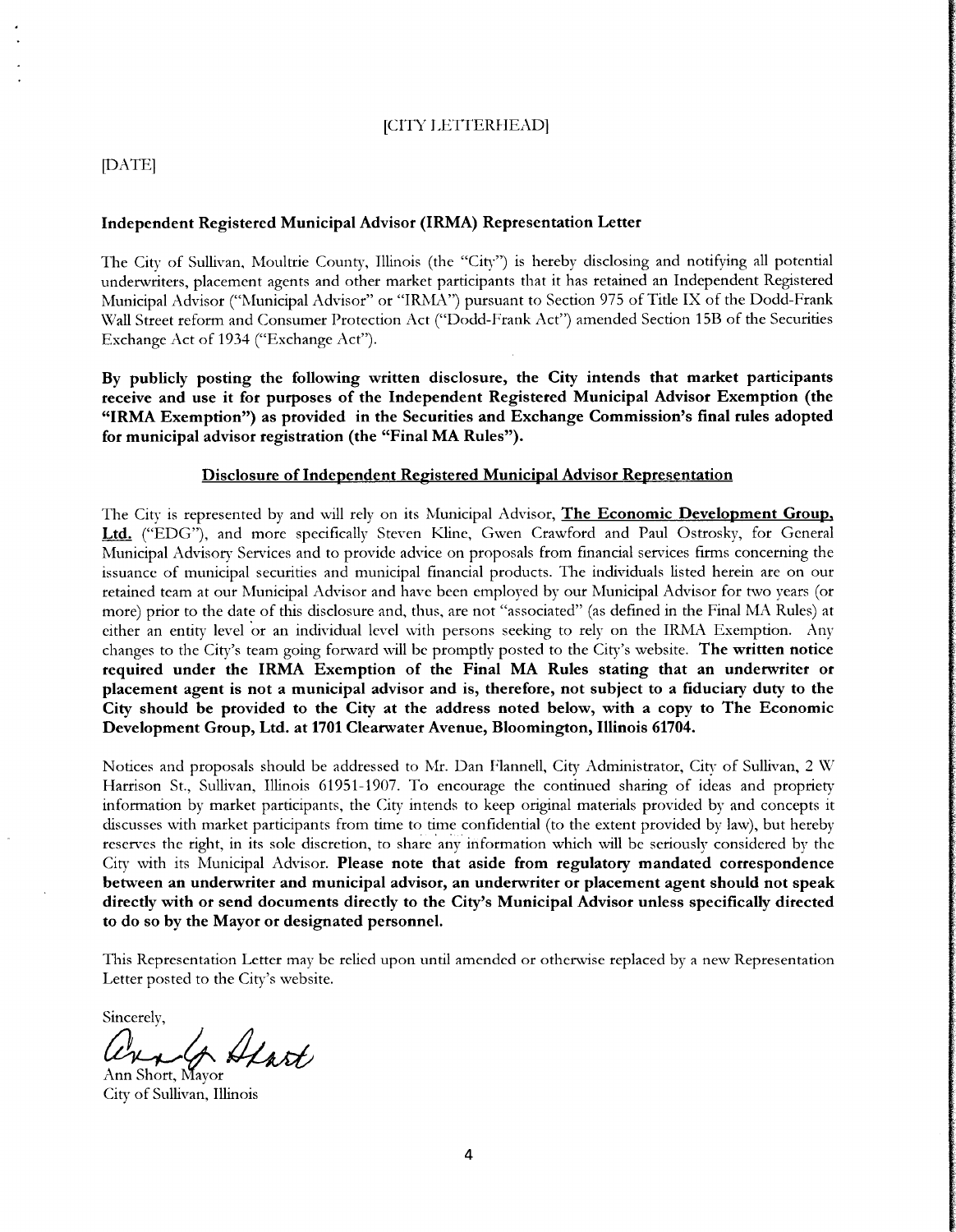[CITY LETTERHEAD]

[DATE]

**Independent Registered Municipal Advisor (IRMA) Representation Letter**

The City of Sullivan, Moultrie County, Illinois (the "City") is hereby disclosing and notifying all potential underwriters, placement agents and other market participants that it has retained an Independent Registered Municipal Advisor ("Municipal Advisor" or "IRMA") pursuant to Section 975 of Title IX of the Dodd-Frank Wall Street reform and Consumer Protection Act ("Dodd-Frank Act") amended Section 15B of the Securities Exchange Act of 1934 ("Exchange Act").

**By publicly posting the following written disclosure, the City intends that market participants receive and use it for purposes of the Independent Registered Municipal Advisor Exemption (the "IRMA Exemption") as provided in the Securities and Exchange Commission's final rules adopted for municipal advisor registration (the "Final MA Rules").**

## Disclosure of Independent Registered Municipal Advisor Representation

The City is represented by and will rely on its Municipal Advisor, **The Economic Development Group, Ltd.** ("EDG"), and more specifically Steven Kline, Gwen Crawford and Paul Ostrosky, for General Municipal Advisory Services and to provide advice on proposals from financial services firms concerning the issuance of municipal securities and municipal financial products. The individuals listed herein are on our retained team at our Municipal Advisor and have been employed by our Municipal Advisor for two years (or more) prior to the date of this disclosure and, thus, are not "associated" (as defined in the Final MA Rules) at either an entity level or an individual level with persons seeking to rely on the IRMA Exemption. Any changes to the City's team going forward will be promptly posted to the City's website. **The written notice required under the IRMA Exemption of the Final MA Rules stating that an underwriter or placement agent is not a municipal advisor and is, therefore, not subject to a fiduciary duty to the City should be provided to the City at the address noted below, with a copy to The Economic Development Group, Ltd. at 1701 Clearwater Avenue, Bloomington, Illinois 61704.**

Notices and proposals should be addressed to Mr. Dan Flannell, City Administrator, City of Sullivan, 2 W Harrison St., Sullivan, Illinois 61951-1907. To encourage the continued sharing of ideas and propriety information by market participants, the City intends to keep original materials provided by and concepts it discusses with market participants from time to time confidential (to the extent provided by law), but hereby reserves the right, in its sole discretion, to share any information which will be seriously considered by the City with its Municipal Advisor. **Please note that aside from regulatory mandated correspondence between an underwriter and municipal advisor, an underwriter or placement agent should not speak directly with or send documents directly to the City's Municipal Advisor unless specifically directed to do so by the Mayor or designated personnel.**

This Representation Letter may be relied upon until amended or otherwise replaced by a new Representation Letter posted to the City's website.

Sincerely,

Ann Short, Mayor
City of Sullivan, Illinois